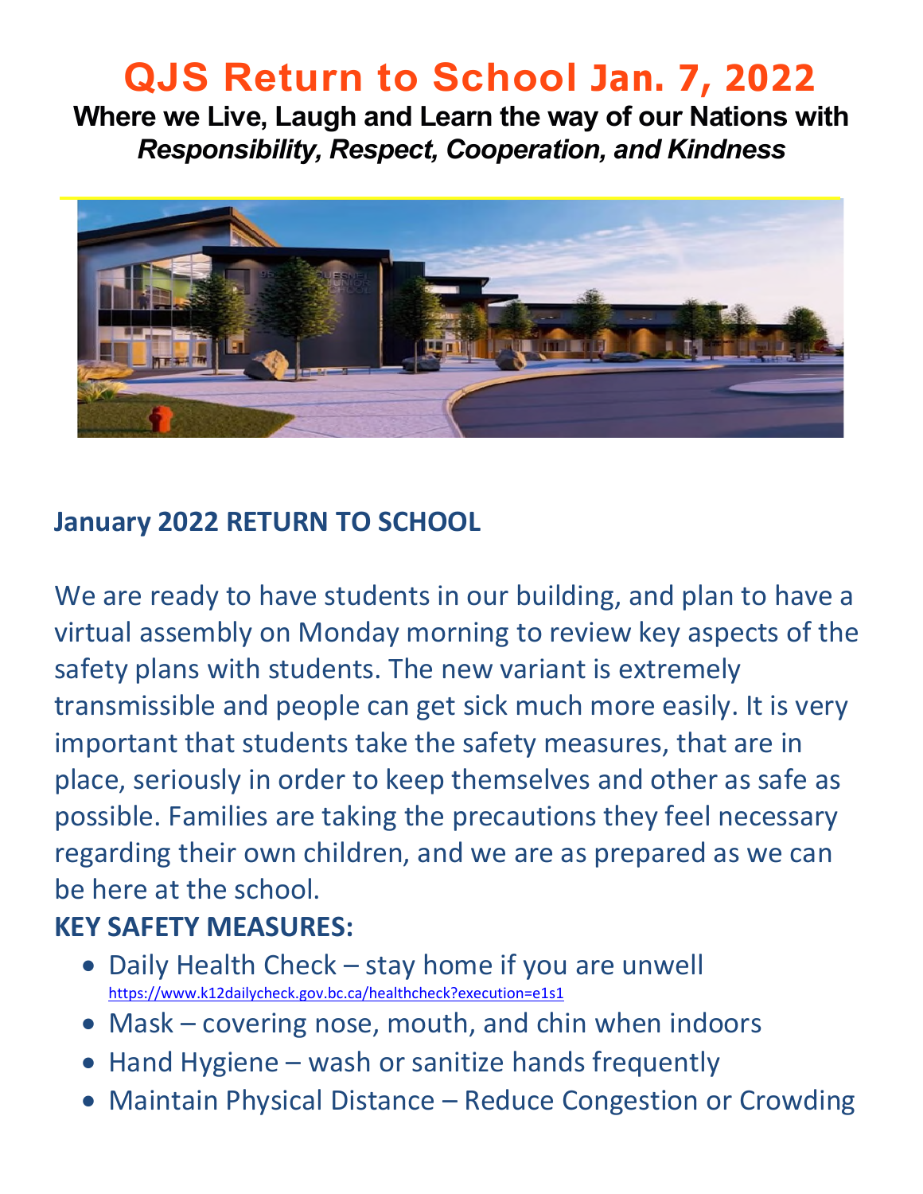# QJS Return to School Jan. 7, 2022

**Where we Live, Laugh and Learn the way of our Nations with *Responsibility, Respect, Cooperation, and Kindness***

## January 2022 RETURN TO SCHOOL

We are ready to have students in our building, and plan to have a virtual assembly on Monday morning to review key aspects of the safety plans with students. The new variant is extremely transmissible and people can get sick much more easily. It is very important that students take the safety measures, that are in place, seriously in order to keep themselves and other as safe as possible. Families are taking the precautions they feel necessary regarding their own children, and we are as prepared as we can be here at the school.

**KEY SAFETY MEASURES:**

- Daily Health Check – stay home if you are unwell https://www.k12dailycheck.gov.bc.ca/healthcheck?execution=e1s1
- Mask – covering nose, mouth, and chin when indoors
- Hand Hygiene – wash or sanitize hands frequently
- Maintain Physical Distance – Reduce Congestion or Crowding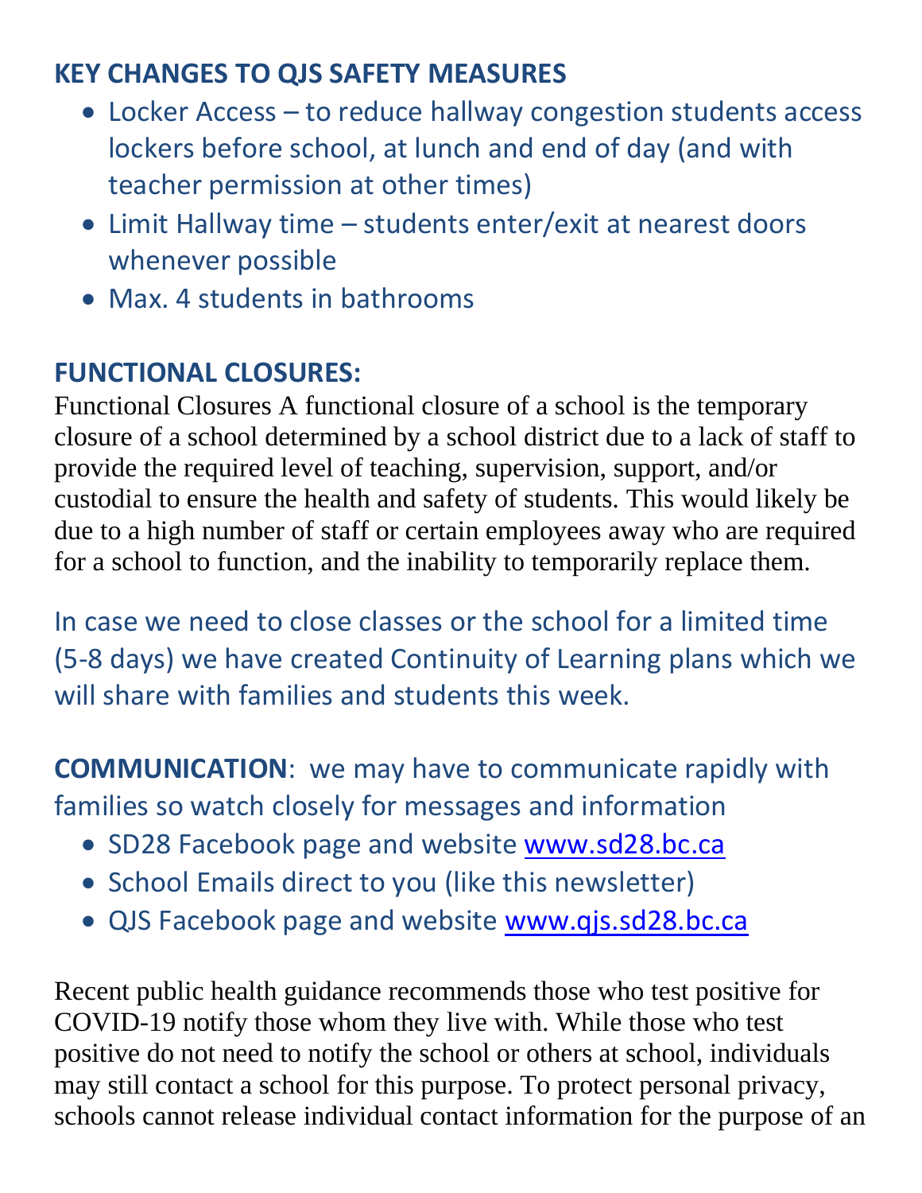## KEY CHANGES TO QJS SAFETY MEASURES

- Locker Access – to reduce hallway congestion students access lockers before school, at lunch and end of day (and with teacher permission at other times)
- Limit Hallway time – students enter/exit at nearest doors whenever possible
- Max. 4 students in bathrooms

## FUNCTIONAL CLOSURES:

Functional Closures A functional closure of a school is the temporary closure of a school determined by a school district due to a lack of staff to provide the required level of teaching, supervision, support, and/or custodial to ensure the health and safety of students. This would likely be due to a high number of staff or certain employees away who are required for a school to function, and the inability to temporarily replace them.

In case we need to close classes or the school for a limited time (5-8 days) we have created Continuity of Learning plans which we will share with families and students this week.

**COMMUNICATION**: we may have to communicate rapidly with families so watch closely for messages and information

- SD28 Facebook page and website www.sd28.bc.ca
- School Emails direct to you (like this newsletter)
- QJS Facebook page and website www.qjs.sd28.bc.ca

Recent public health guidance recommends those who test positive for COVID-19 notify those whom they live with. While those who test positive do not need to notify the school or others at school, individuals may still contact a school for this purpose. To protect personal privacy, schools cannot release individual contact information for the purpose of an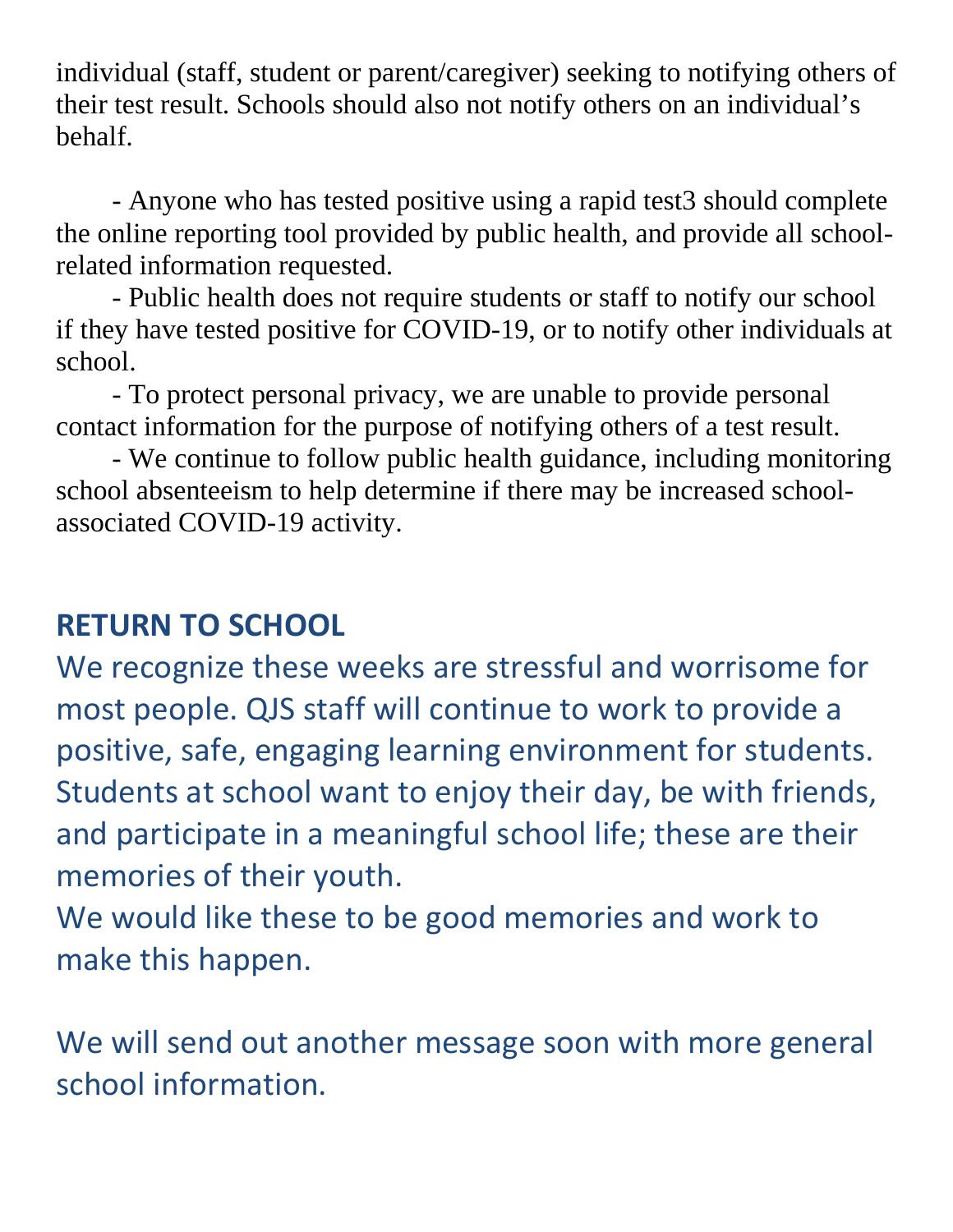individual (staff, student or parent/caregiver) seeking to notifying others of their test result. Schools should also not notify others on an individual's behalf.

- Anyone who has tested positive using a rapid test3 should complete the online reporting tool provided by public health, and provide all school-related information requested.
- Public health does not require students or staff to notify our school if they have tested positive for COVID-19, or to notify other individuals at school.
- To protect personal privacy, we are unable to provide personal contact information for the purpose of notifying others of a test result.
- We continue to follow public health guidance, including monitoring school absenteeism to help determine if there may be increased school-associated COVID-19 activity.

## RETURN TO SCHOOL

We recognize these weeks are stressful and worrisome for most people. QJS staff will continue to work to provide a positive, safe, engaging learning environment for students. Students at school want to enjoy their day, be with friends, and participate in a meaningful school life; these are their memories of their youth.

We would like these to be good memories and work to make this happen.

We will send out another message soon with more general school information.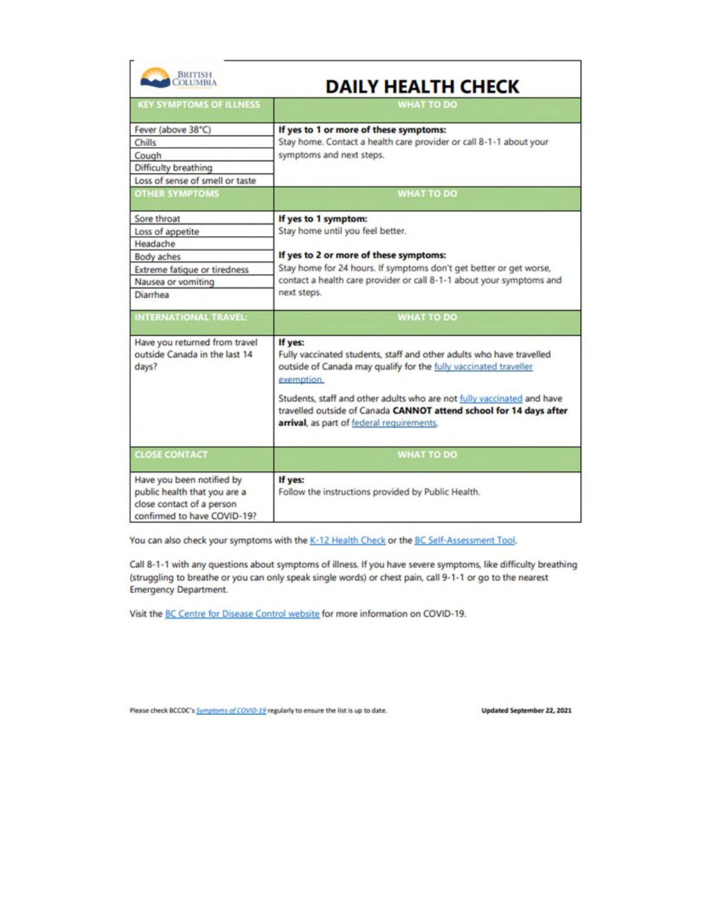BRITISH COLUMBIA

# DAILY HEALTH CHECK

| KEY SYMPTOMS OF ILLNESS | WHAT TO DO |
| --- | --- |
| Fever (above 38°C)<br>Chills<br>Cough<br>Difficulty breathing<br>Loss of sense of smell or taste | **If yes to 1 or more of these symptoms:**<br>Stay home. Contact a health care provider or call 8-1-1 about your symptoms and next steps. |
| **OTHER SYMPTOMS** | **WHAT TO DO** |
| Sore throat<br>Loss of appetite<br>Headache<br>Body aches<br>Extreme fatigue or tiredness<br>Nausea or vomiting<br>Diarrhea | **If yes to 1 symptom:**<br>Stay home until you feel better.<br><br>**If yes to 2 or more of these symptoms:**<br>Stay home for 24 hours. If symptoms don't get better or get worse, contact a health care provider or call 8-1-1 about your symptoms and next steps. |
| **INTERNATIONAL TRAVEL:** | **WHAT TO DO** |
| Have you returned from travel outside Canada in the last 14 days? | **If yes:**<br>Fully vaccinated students, staff and other adults who have travelled outside of Canada may qualify for the fully vaccinated traveller exemption.<br><br>Students, staff and other adults who are not fully vaccinated and have travelled outside of Canada **CANNOT attend school for 14 days after arrival**, as part of federal requirements. |
| **CLOSE CONTACT** | **WHAT TO DO** |
| Have you been notified by public health that you are a close contact of a person confirmed to have COVID-19? | **If yes:**<br>Follow the instructions provided by Public Health. |

You can also check your symptoms with the K-12 Health Check or the BC Self-Assessment Tool.

Call 8-1-1 with any questions about symptoms of illness. If you have severe symptoms, like difficulty breathing (struggling to breathe or you can only speak single words) or chest pain, call 9-1-1 or go to the nearest Emergency Department.

Visit the BC Centre for Disease Control website for more information on COVID-19.

Please check BCCDC's *Symptoms of COVID-19* regularly to ensure the list is up to date.

**Updated September 22, 2021**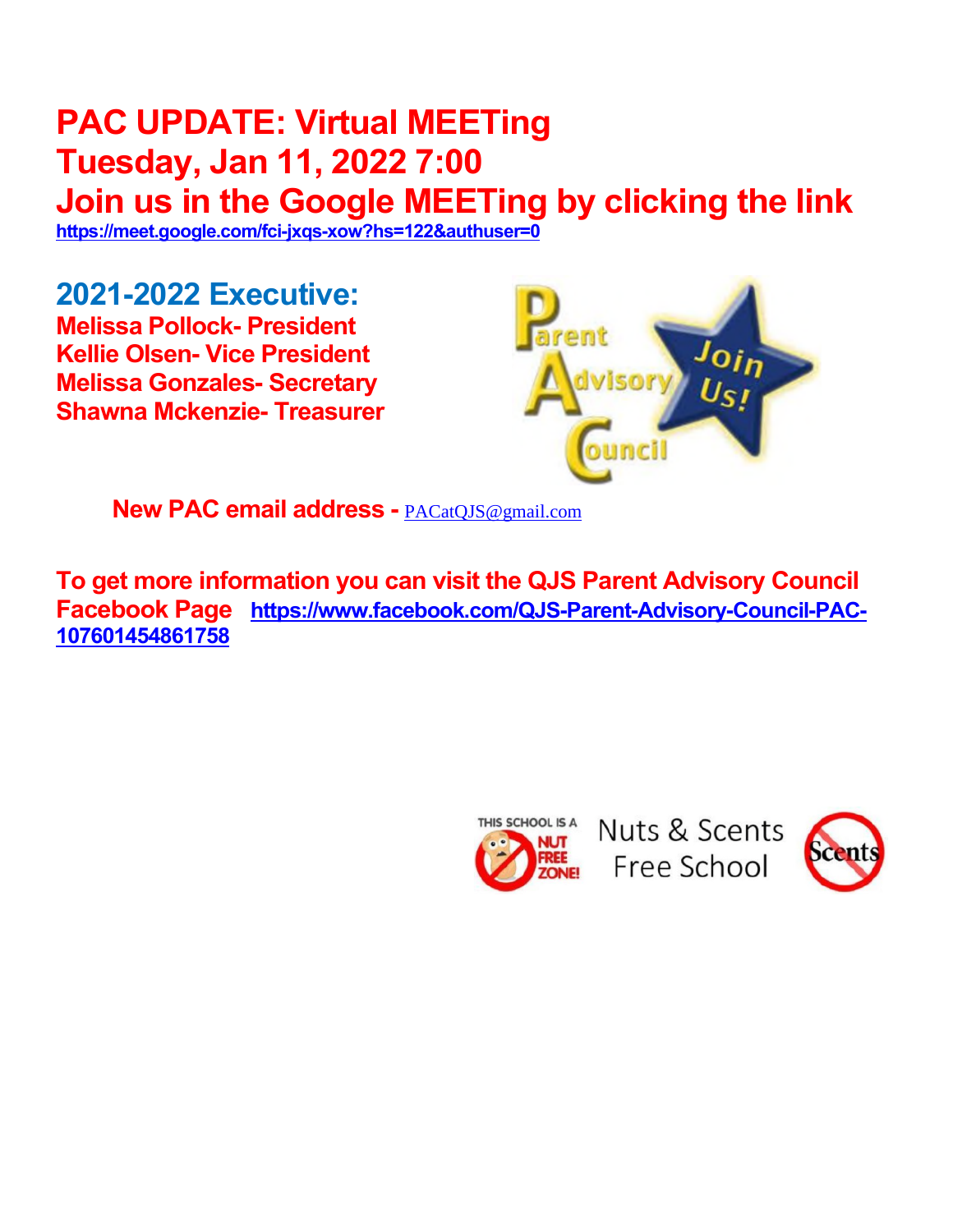# PAC UPDATE: Virtual MEETing
# Tuesday, Jan 11, 2022 7:00
# Join us in the Google MEETing by clicking the link

https://meet.google.com/fci-jxqs-xow?hs=122&authuser=0

## 2021-2022 Executive:

**Melissa Pollock- President**
**Kellie Olsen- Vice President**
**Melissa Gonzales- Secretary**
**Shawna Mckenzie- Treasurer**

**New PAC email address -** PACatQJS@gmail.com

**To get more information you can visit the QJS Parent Advisory Council Facebook Page** https://www.facebook.com/QJS-Parent-Advisory-Council-PAC-107601454861758

Nuts & Scents Free School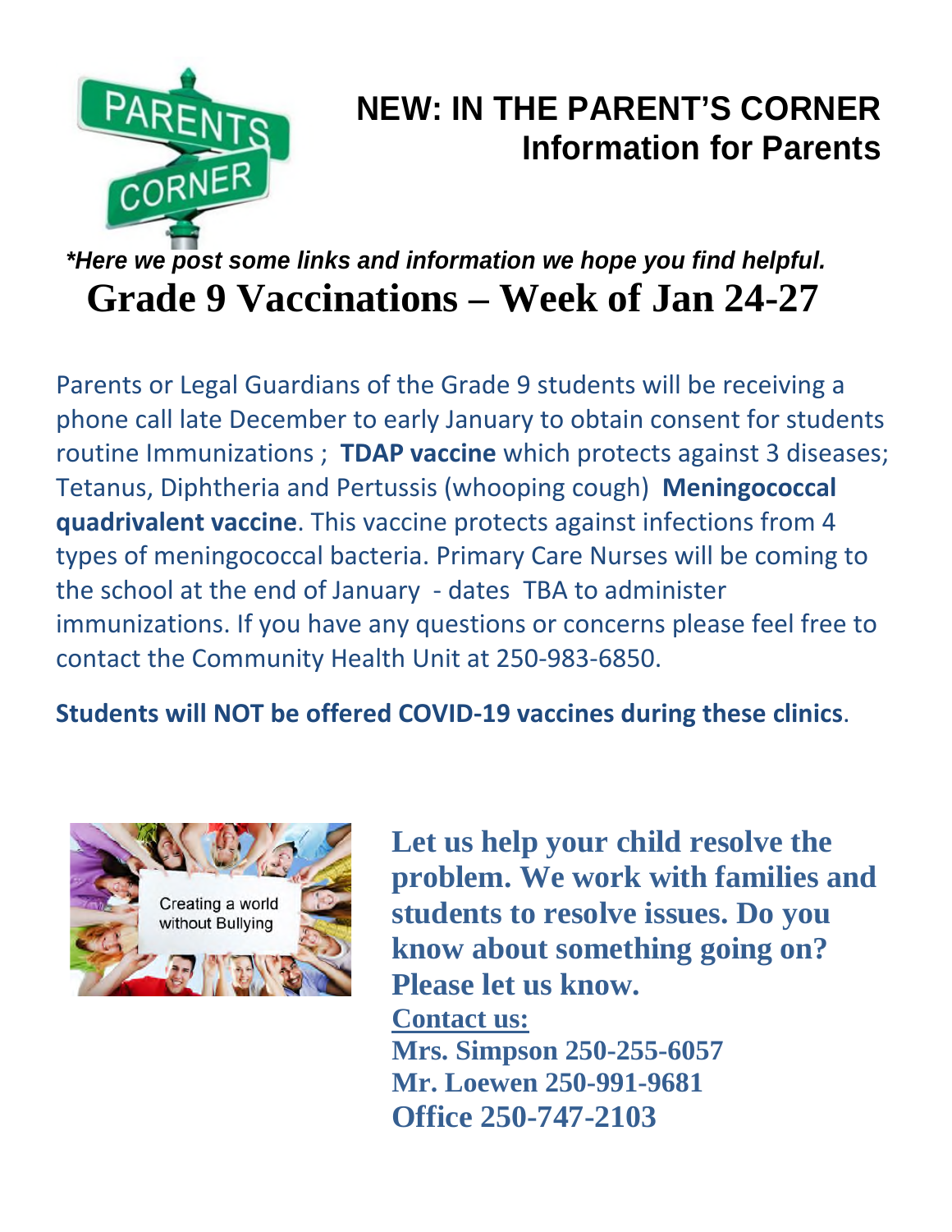# NEW: IN THE PARENT'S CORNER

## Information for Parents

***Here we post some links and information we hope you find helpful.***

## Grade 9 Vaccinations – Week of Jan 24-27

Parents or Legal Guardians of the Grade 9 students will be receiving a phone call late December to early January to obtain consent for students routine Immunizations ; **TDAP vaccine** which protects against 3 diseases; Tetanus, Diphtheria and Pertussis (whooping cough) **Meningococcal quadrivalent vaccine**. This vaccine protects against infections from 4 types of meningococcal bacteria. Primary Care Nurses will be coming to the school at the end of January - dates TBA to administer immunizations. If you have any questions or concerns please feel free to contact the Community Health Unit at 250-983-6850.

**Students will NOT be offered COVID-19 vaccines during these clinics**.

Creating a world without Bullying

**Let us help your child resolve the problem. We work with families and students to resolve issues. Do you know about something going on? Please let us know.**

**Contact us:**

**Mrs. Simpson 250-255-6057**
**Mr. Loewen 250-991-9681**
**Office 250-747-2103**